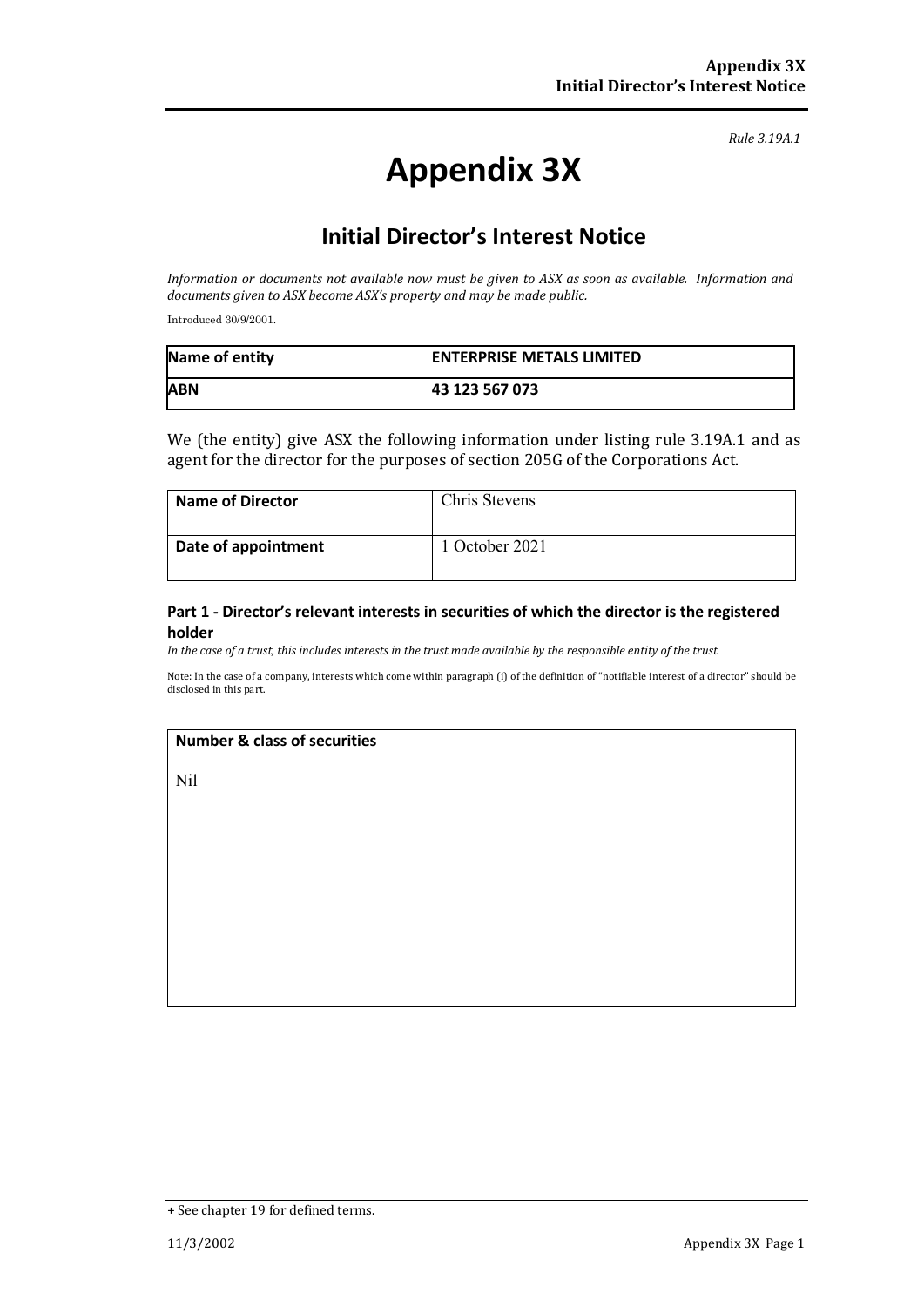*Rule 3.19A.1*

# Appendix 3X

## Initial Director's Interest Notice

*Information or documents not available now must be given to ASX as soon as available. Information and documents given to ASX become ASX's property and may be made public.*

Introduced 30/9/2001.

| Name of entity | ENTERPRISE METALS LIMITED |
|---|---|
| **ABN** | **43 123 567 073** |

We (the entity) give ASX the following information under listing rule 3.19A.1 and as agent for the director for the purposes of section 205G of the Corporations Act.

| Name of Director | Chris Stevens |
|---|---|
| **Date of appointment** | 1 October 2021 |

### Part 1 - Director's relevant interests in securities of which the director is the registered holder

*In the case of a trust, this includes interests in the trust made available by the responsible entity of the trust*

Note: In the case of a company, interests which come within paragraph (i) of the definition of "notifiable interest of a director" should be disclosed in this part.

| Number & class of securities |
|---|
| Nil |

+ See chapter 19 for defined terms.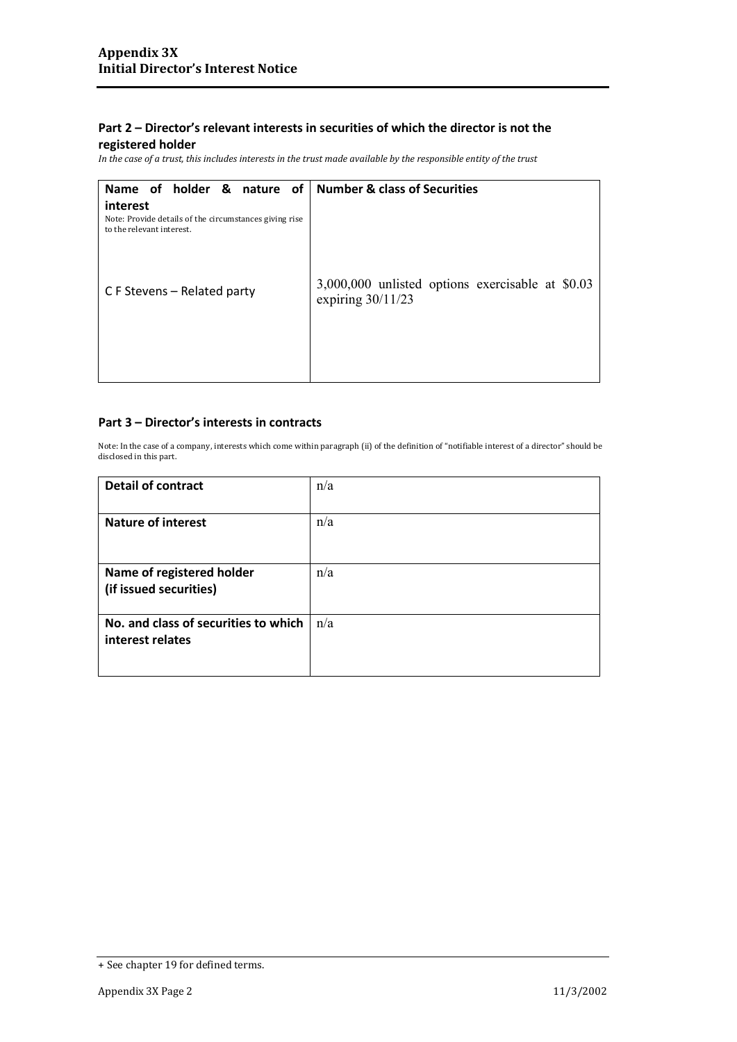## Part 2 – Director's relevant interests in securities of which the director is not the registered holder

*In the case of a trust, this includes interests in the trust made available by the responsible entity of the trust*

| **Name of holder & nature of interest**<br>Note: Provide details of the circumstances giving rise to the relevant interest. | **Number & class of Securities** |
|---|---|
| C F Stevens – Related party | 3,000,000 unlisted options exercisable at $0.03 expiring 30/11/23 |

## Part 3 – Director's interests in contracts

Note: In the case of a company, interests which come within paragraph (ii) of the definition of "notifiable interest of a director" should be disclosed in this part.

| | |
|---|---|
| **Detail of contract** | n/a |
| **Nature of interest** | n/a |
| **Name of registered holder (if issued securities)** | n/a |
| **No. and class of securities to which interest relates** | n/a |

+ See chapter 19 for defined terms.